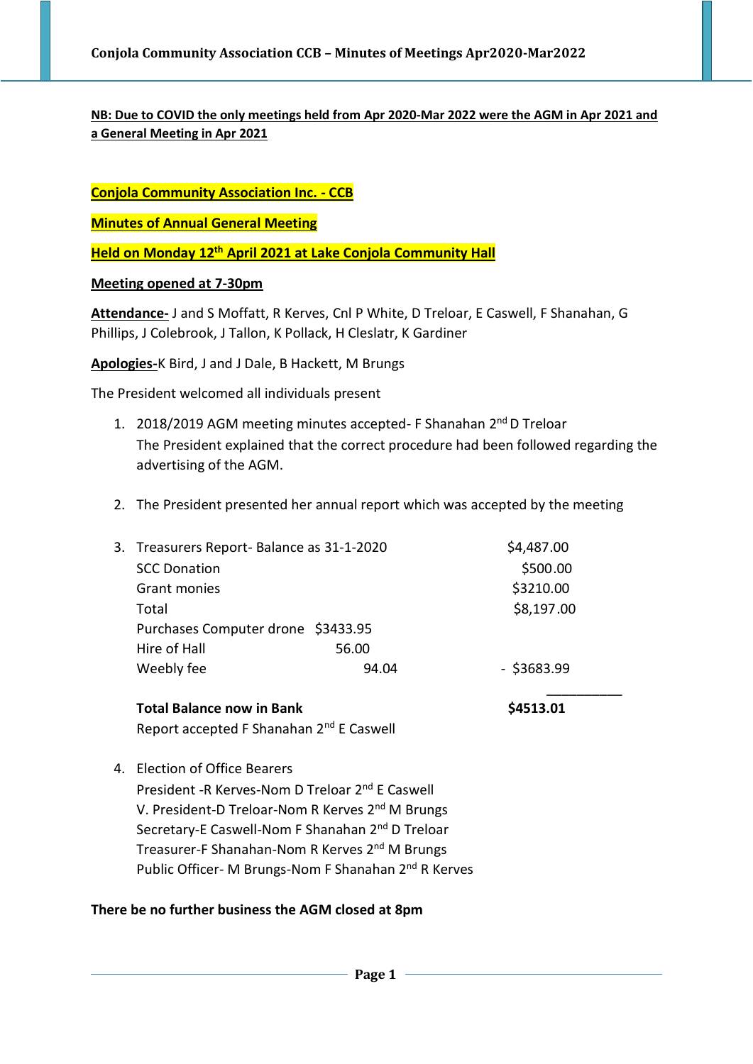**NB: Due to COVID the only meetings held from Apr 2020-Mar 2022 were the AGM in Apr 2021 and a General Meeting in Apr 2021**

## Conjola Community Association Inc. - CCB

## Minutes of Annual General Meeting

## Held on Monday 12th April 2021 at Lake Conjola Community Hall

**Meeting opened at 7-30pm**

**Attendance-** J and S Moffatt, R Kerves, Cnl P White, D Treloar, E Caswell, F Shanahan, G Phillips, J Colebrook, J Tallon, K Pollack, H Cleslatr, K Gardiner

**Apologies-** K Bird, J and J Dale, B Hackett, M Brungs

The President welcomed all individuals present

1. 2018/2019 AGM meeting minutes accepted- F Shanahan 2nd D Treloar
   The President explained that the correct procedure had been followed regarding the advertising of the AGM.

2. The President presented her annual report which was accepted by the meeting

3. Treasurers Report-

| | | |
|---|---|---|
| Balance as 31-1-2020 | | $4,487.00 |
| SCC Donation | | $500.00 |
| Grant monies | | $3210.00 |
| Total | | $8,197.00 |
| Purchases Computer drone | $3433.95 | |
| Hire of Hall | 56.00 | |
| Weebly fee | 94.04 | - $3683.99 |
| **Total Balance now in Bank** | | **$4513.01** |

   Report accepted F Shanahan 2nd E Caswell

4. Election of Office Bearers
   President -R Kerves-Nom D Treloar 2nd E Caswell
   V. President-D Treloar-Nom R Kerves 2nd M Brungs
   Secretary-E Caswell-Nom F Shanahan 2nd D Treloar
   Treasurer-F Shanahan-Nom R Kerves 2nd M Brungs
   Public Officer- M Brungs-Nom F Shanahan 2nd R Kerves

**There be no further business the AGM closed at 8pm**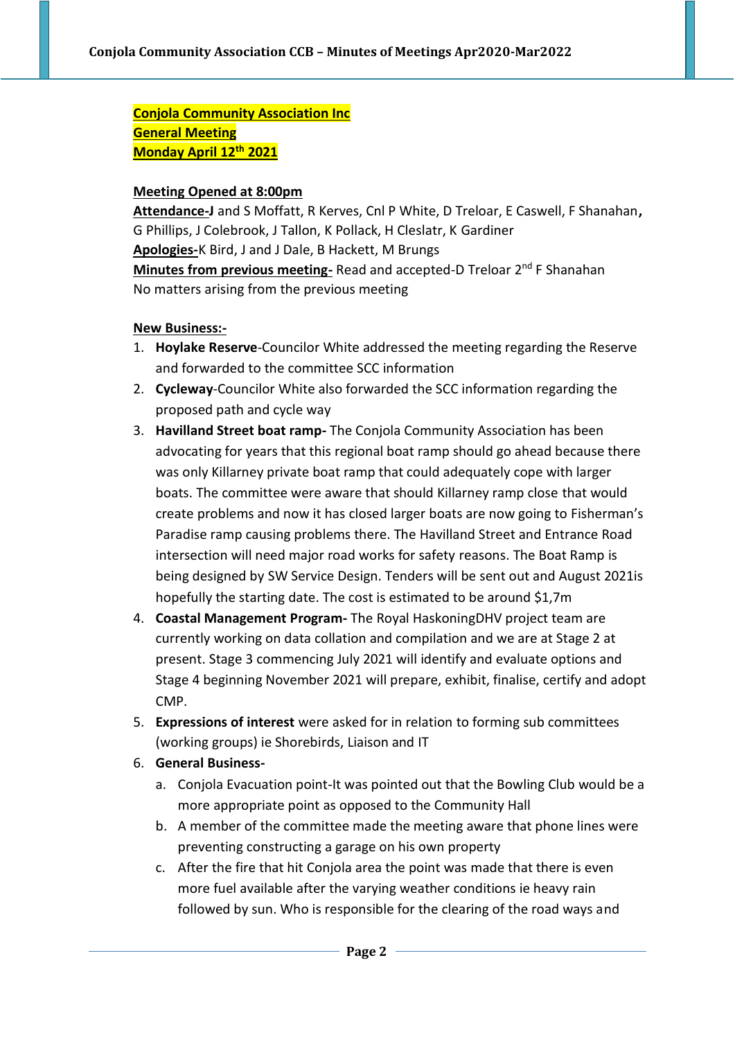**Conjola Community Association Inc**
**General Meeting**
**Monday April 12th 2021**

**Meeting Opened at 8:00pm**
**Attendance-**J and S Moffatt, R Kerves, Cnl P White, D Treloar, E Caswell, F Shanahan**,** G Phillips, J Colebrook, J Tallon, K Pollack, H Cleslatr, K Gardiner
**Apologies-**K Bird, J and J Dale, B Hackett, M Brungs
**Minutes from previous meeting-** Read and accepted-D Treloar 2nd F Shanahan
No matters arising from the previous meeting

**New Business:-**

1. **Hoylake Reserve**-Councilor White addressed the meeting regarding the Reserve and forwarded to the committee SCC information
2. **Cycleway**-Councilor White also forwarded the SCC information regarding the proposed path and cycle way
3. **Havilland Street boat ramp-** The Conjola Community Association has been advocating for years that this regional boat ramp should go ahead because there was only Killarney private boat ramp that could adequately cope with larger boats. The committee were aware that should Killarney ramp close that would create problems and now it has closed larger boats are now going to Fisherman's Paradise ramp causing problems there. The Havilland Street and Entrance Road intersection will need major road works for safety reasons. The Boat Ramp is being designed by SW Service Design. Tenders will be sent out and August 2021is hopefully the starting date. The cost is estimated to be around $1,7m
4. **Coastal Management Program-** The Royal HaskoningDHV project team are currently working on data collation and compilation and we are at Stage 2 at present. Stage 3 commencing July 2021 will identify and evaluate options and Stage 4 beginning November 2021 will prepare, exhibit, finalise, certify and adopt CMP.
5. **Expressions of interest** were asked for in relation to forming sub committees (working groups) ie Shorebirds, Liaison and IT
6. **General Business-**
    a. Conjola Evacuation point-It was pointed out that the Bowling Club would be a more appropriate point as opposed to the Community Hall
    b. A member of the committee made the meeting aware that phone lines were preventing constructing a garage on his own property
    c. After the fire that hit Conjola area the point was made that there is even more fuel available after the varying weather conditions ie heavy rain followed by sun. Who is responsible for the clearing of the road ways and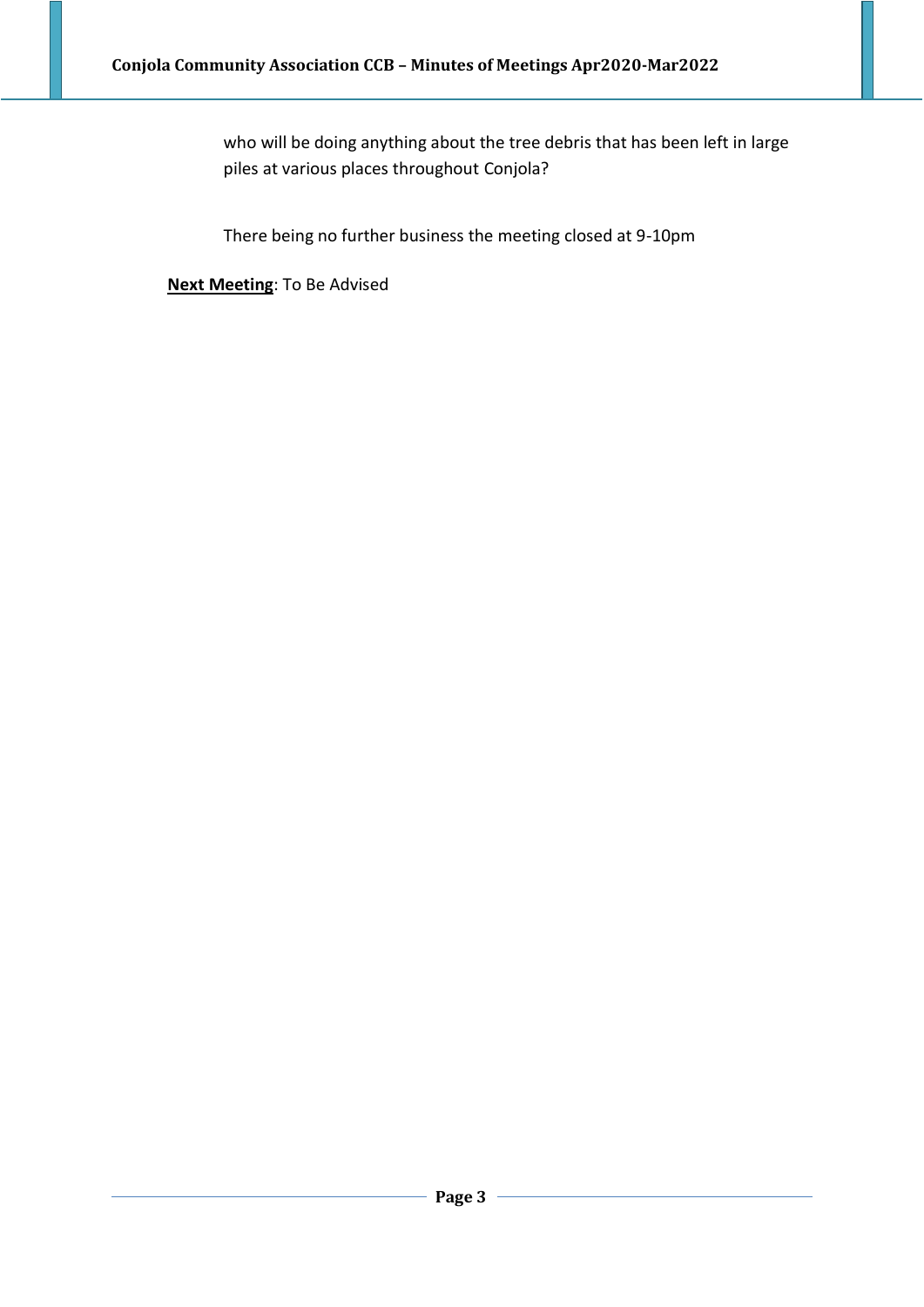who will be doing anything about the tree debris that has been left in large piles at various places throughout Conjola?

There being no further business the meeting closed at 9-10pm

**Next Meeting**: To Be Advised